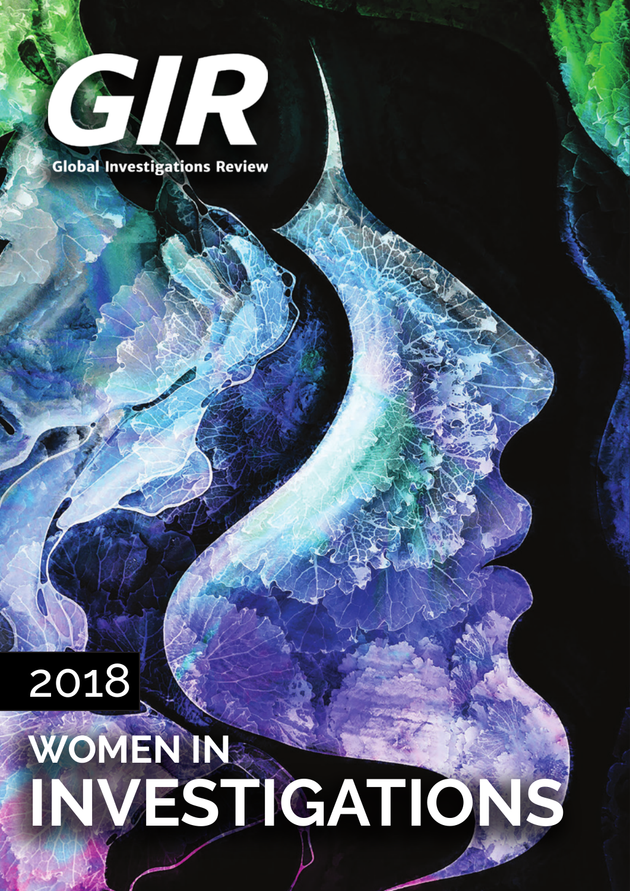# GIR

Global Investigations Review

2018

# WOMEN IN INVESTIGATIONS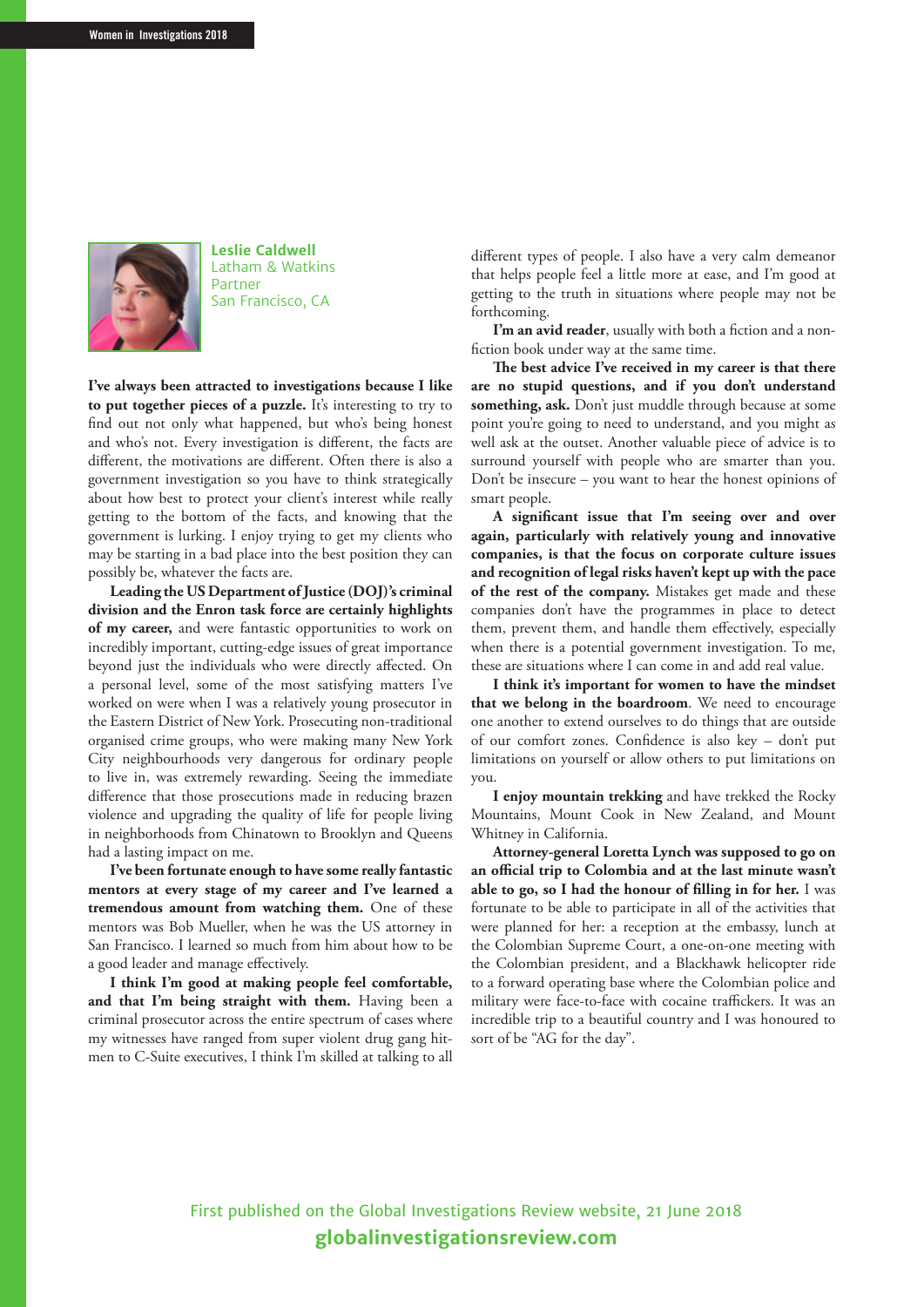**Leslie Caldwell**
Latham & Watkins
Partner
San Francisco, CA

**I've always been attracted to investigations because I like to put together pieces of a puzzle.** It's interesting to try to find out not only what happened, but who's being honest and who's not. Every investigation is different, the facts are different, the motivations are different. Often there is also a government investigation so you have to think strategically about how best to protect your client's interest while really getting to the bottom of the facts, and knowing that the government is lurking. I enjoy trying to get my clients who may be starting in a bad place into the best position they can possibly be, whatever the facts are.

**Leading the US Department of Justice (DOJ)'s criminal division and the Enron task force are certainly highlights of my career,** and were fantastic opportunities to work on incredibly important, cutting-edge issues of great importance beyond just the individuals who were directly affected. On a personal level, some of the most satisfying matters I've worked on were when I was a relatively young prosecutor in the Eastern District of New York. Prosecuting non-traditional organised crime groups, who were making many New York City neighbourhoods very dangerous for ordinary people to live in, was extremely rewarding. Seeing the immediate difference that those prosecutions made in reducing brazen violence and upgrading the quality of life for people living in neighborhoods from Chinatown to Brooklyn and Queens had a lasting impact on me.

**I've been fortunate enough to have some really fantastic mentors at every stage of my career and I've learned a tremendous amount from watching them.** One of these mentors was Bob Mueller, when he was the US attorney in San Francisco. I learned so much from him about how to be a good leader and manage effectively.

**I think I'm good at making people feel comfortable, and that I'm being straight with them.** Having been a criminal prosecutor across the entire spectrum of cases where my witnesses have ranged from super violent drug gang hit-men to C-Suite executives, I think I'm skilled at talking to all different types of people. I also have a very calm demeanor that helps people feel a little more at ease, and I'm good at getting to the truth in situations where people may not be forthcoming.

**I'm an avid reader**, usually with both a fiction and a non-fiction book under way at the same time.

**The best advice I've received in my career is that there are no stupid questions, and if you don't understand something, ask.** Don't just muddle through because at some point you're going to need to understand, and you might as well ask at the outset. Another valuable piece of advice is to surround yourself with people who are smarter than you. Don't be insecure – you want to hear the honest opinions of smart people.

**A significant issue that I'm seeing over and over again, particularly with relatively young and innovative companies, is that the focus on corporate culture issues and recognition of legal risks haven't kept up with the pace of the rest of the company.** Mistakes get made and these companies don't have the programmes in place to detect them, prevent them, and handle them effectively, especially when there is a potential government investigation. To me, these are situations where I can come in and add real value.

**I think it's important for women to have the mindset that we belong in the boardroom**. We need to encourage one another to extend ourselves to do things that are outside of our comfort zones. Confidence is also key – don't put limitations on yourself or allow others to put limitations on you.

**I enjoy mountain trekking** and have trekked the Rocky Mountains, Mount Cook in New Zealand, and Mount Whitney in California.

**Attorney-general Loretta Lynch was supposed to go on an official trip to Colombia and at the last minute wasn't able to go, so I had the honour of filling in for her.** I was fortunate to be able to participate in all of the activities that were planned for her: a reception at the embassy, lunch at the Colombian Supreme Court, a one-on-one meeting with the Colombian president, and a Blackhawk helicopter ride to a forward operating base where the Colombian police and military were face-to-face with cocaine traffickers. It was an incredible trip to a beautiful country and I was honoured to sort of be "AG for the day".

First published on the Global Investigations Review website, 21 June 2018
**globalinvestigationsreview.com**